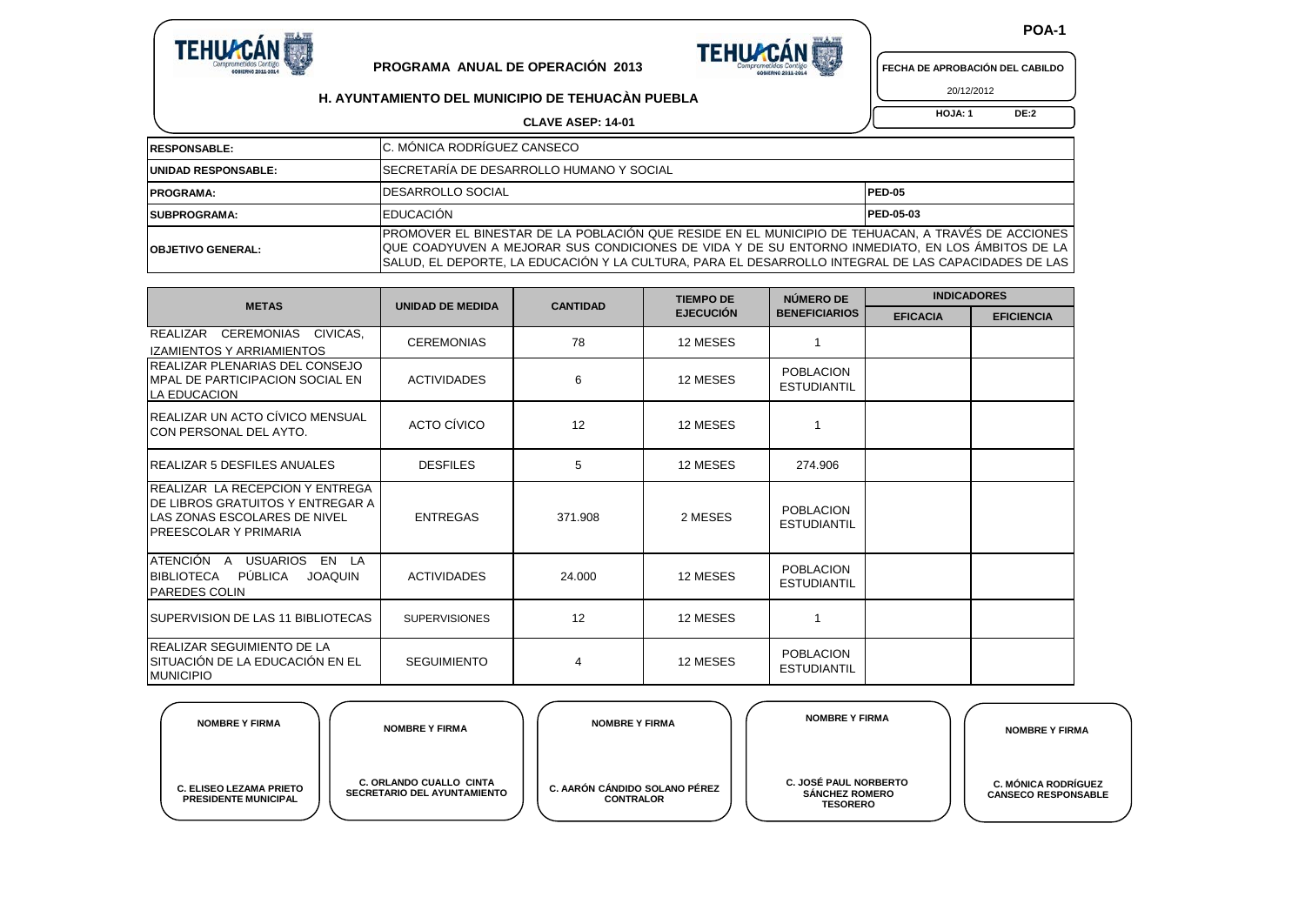**POA-1**

**PROGRAMA ANUAL DE OPERACIÓN 2013**

**H. AYUNTAMIENTO DEL MUNICIPIO DE TEHUACÀN PUEBLA**

**CLAVE ASEP: 14-01**

**FECHA DE APROBACIÓN DEL CABILDO**

20/12/2012

**HOJA: 1 DE:2**

| | | |
|---|---|---|
| **RESPONSABLE:** | C. MÓNICA RODRÍGUEZ CANSECO | |
| **UNIDAD RESPONSABLE:** | SECRETARÍA DE DESARROLLO HUMANO Y SOCIAL | |
| **PROGRAMA:** | DESARROLLO SOCIAL | **PED-05** |
| **SUBPROGRAMA:** | EDUCACIÓN | **PED-05-03** |
| **OBJETIVO GENERAL:** | PROMOVER EL BINESTAR DE LA POBLACIÓN QUE RESIDE EN EL MUNICIPIO DE TEHUACAN, A TRAVÉS DE ACCIONES QUE COADYUVEN A MEJORAR SUS CONDICIONES DE VIDA Y DE SU ENTORNO INMEDIATO, EN LOS ÁMBITOS DE LA SALUD, EL DEPORTE, LA EDUCACIÓN Y LA CULTURA, PARA EL DESARROLLO INTEGRAL DE LAS CAPACIDADES DE LAS | |

| METAS | UNIDAD DE MEDIDA | CANTIDAD | TIEMPO DE EJECUCIÓN | NÚMERO DE BENEFICIARIOS | INDICADORES | |
|---|---|---|---|---|---|---|
| | | | | | EFICACIA | EFICIENCIA |
| REALIZAR CEREMONIAS CIVICAS, IZAMIENTOS Y ARRIAMIENTOS | CEREMONIAS | 78 | 12 MESES | 1 | | |
| REALIZAR PLENARIAS DEL CONSEJO MPAL DE PARTICIPACION SOCIAL EN LA EDUCACION | ACTIVIDADES | 6 | 12 MESES | POBLACION ESTUDIANTIL | | |
| REALIZAR UN ACTO CÍVICO MENSUAL CON PERSONAL DEL AYTO. | ACTO CÍVICO | 12 | 12 MESES | 1 | | |
| REALIZAR 5 DESFILES ANUALES | DESFILES | 5 | 12 MESES | 274.906 | | |
| REALIZAR LA RECEPCION Y ENTREGA DE LIBROS GRATUITOS Y ENTREGAR A LAS ZONAS ESCOLARES DE NIVEL PREESCOLAR Y PRIMARIA | ENTREGAS | 371.908 | 2 MESES | POBLACION ESTUDIANTIL | | |
| ATENCIÓN A USUARIOS EN LA BIBLIOTECA PÚBLICA JOAQUIN PAREDES COLIN | ACTIVIDADES | 24.000 | 12 MESES | POBLACION ESTUDIANTIL | | |
| SUPERVISION DE LAS 11 BIBLIOTECAS | SUPERVISIONES | 12 | 12 MESES | 1 | | |
| REALIZAR SEGUIMIENTO DE LA SITUACIÓN DE LA EDUCACIÓN EN EL MUNICIPIO | SEGUIMIENTO | 4 | 12 MESES | POBLACION ESTUDIANTIL | | |

| NOMBRE Y FIRMA | NOMBRE Y FIRMA | NOMBRE Y FIRMA | NOMBRE Y FIRMA | NOMBRE Y FIRMA |
|---|---|---|---|---|
| C. ELISEO LEZAMA PRIETO PRESIDENTE MUNICIPAL | C. ORLANDO CUALLO CINTA SECRETARIO DEL AYUNTAMIENTO | C. AARÓN CÁNDIDO SOLANO PÉREZ CONTRALOR | C. JOSÉ PAUL NORBERTO SÁNCHEZ ROMERO TESORERO | C. MÓNICA RODRÍGUEZ CANSECO RESPONSABLE |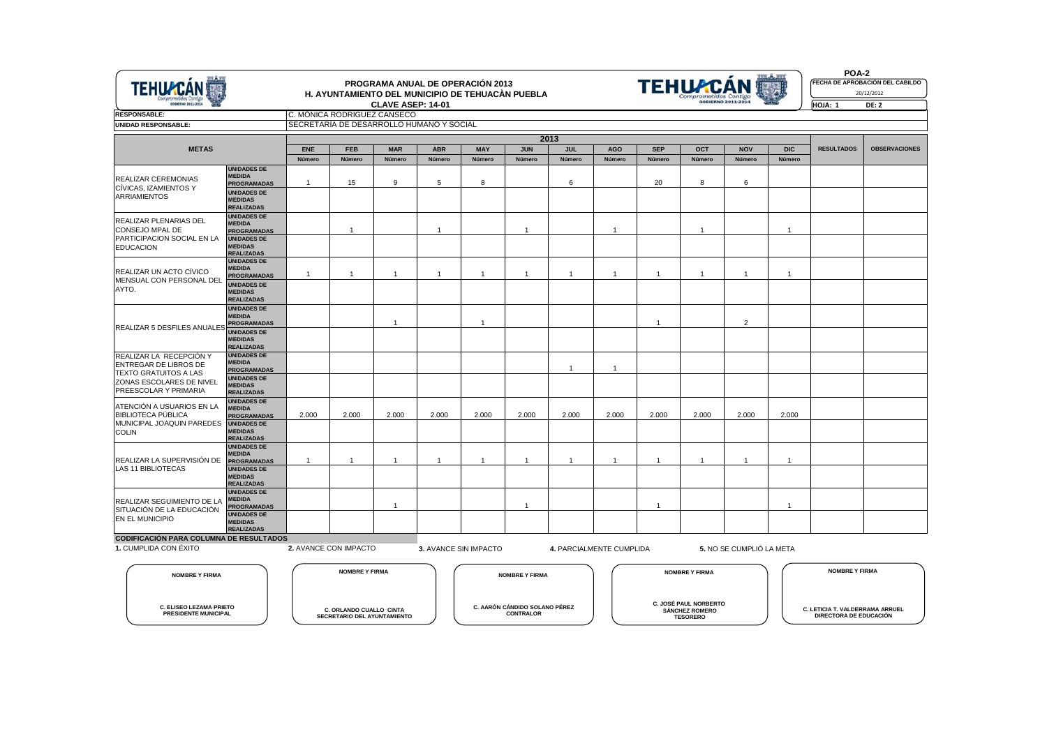# PROGRAMA ANUAL DE OPERACIÓN 2013
## H. AYUNTAMIENTO DEL MUNICIPIO DE TEHUACÀN PUEBLA
### CLAVE ASEP: 14-01

**POA-2**

**FECHA DE APROBACIÓN DEL CABILDO** 20/12/2012

**HOJA: 1 DE: 2**

**RESPONSABLE:** C. MÓNICA RODRIGUEZ CANSECO

**UNIDAD RESPONSABLE:** SECRETARÍA DE DESARROLLO HUMANO Y SOCIAL

| METAS | | 2013 | | | | | | | | | | | | RESULTADOS | OBSERVACIONES |
|---|---|---|---|---|---|---|---|---|---|---|---|---|---|---|---|
| | | ENE | FEB | MAR | ABR | MAY | JUN | JUL | AGO | SEP | OCT | NOV | DIC | | |
| | | Número | Número | Número | Número | Número | Número | Número | Número | Número | Número | Número | Número | | |
| REALIZAR CEREMONIAS CÍVICAS, IZAMIENTOS Y ARRIAMIENTOS | UNIDADES DE MEDIDA PROGRAMADAS | 1 | 15 | 9 | 5 | 8 | | 6 | | 20 | 8 | 6 | | | |
| | UNIDADES DE MEDIDAS REALIZADAS | | | | | | | | | | | | | | |
| REALIZAR PLENARIAS DEL CONSEJO MPAL DE PARTICIPACION SOCIAL EN LA EDUCACION | UNIDADES DE MEDIDA PROGRAMADAS | | 1 | | 1 | | 1 | | 1 | | 1 | | 1 | | |
| | UNIDADES DE MEDIDAS REALIZADAS | | | | | | | | | | | | | | |
| REALIZAR UN ACTO CÍVICO MENSUAL CON PERSONAL DEL AYTO. | UNIDADES DE MEDIDA PROGRAMADAS | 1 | 1 | 1 | 1 | 1 | 1 | 1 | 1 | 1 | 1 | 1 | 1 | | |
| | UNIDADES DE MEDIDAS REALIZADAS | | | | | | | | | | | | | | |
| REALIZAR 5 DESFILES ANUALES | UNIDADES DE MEDIDA PROGRAMADAS | | | 1 | | 1 | | | | 1 | | 2 | | | |
| | UNIDADES DE MEDIDAS REALIZADAS | | | | | | | | | | | | | | |
| REALIZAR LA RECEPCIÓN Y ENTREGAR DE LIBROS DE TEXTO GRATUITOS A LAS ZONAS ESCOLARES DE NIVEL PREESCOLAR Y PRIMARIA | UNIDADES DE MEDIDA PROGRAMADAS | | | | | | | 1 | 1 | | | | | | |
| | UNIDADES DE MEDIDAS REALIZADAS | | | | | | | | | | | | | | |
| ATENCIÓN A USUARIOS EN LA BIBLIOTECA PÚBLICA MUNICIPAL JOAQUIN PAREDES COLIN | UNIDADES DE MEDIDA PROGRAMADAS | 2.000 | 2.000 | 2.000 | 2.000 | 2.000 | 2.000 | 2.000 | 2.000 | 2.000 | 2.000 | 2.000 | 2.000 | | |
| | UNIDADES DE MEDIDAS REALIZADAS | | | | | | | | | | | | | | |
| REALIZAR LA SUPERVISIÓN DE LAS 11 BIBLIOTECAS | UNIDADES DE MEDIDA PROGRAMADAS | 1 | 1 | 1 | 1 | 1 | 1 | 1 | 1 | 1 | 1 | 1 | 1 | | |
| | UNIDADES DE MEDIDAS REALIZADAS | | | | | | | | | | | | | | |
| REALIZAR SEGUIMIENTO DE LA SITUACIÓN DE LA EDUCACIÓN EN EL MUNICIPIO | UNIDADES DE MEDIDA PROGRAMADAS | | | 1 | | | 1 | | | 1 | | | 1 | | |
| | UNIDADES DE MEDIDAS REALIZADAS | | | | | | | | | | | | | | |

**CODIFICACIÓN PARA COLUMNA DE RESULTADOS**

**1.** CUMPLIDA CON ÉXITO **2.** AVANCE CON IMPACTO **3.** AVANCE SIN IMPACTO **4.** PARCIALMENTE CUMPLIDA **5.** NO SE CUMPLIÓ LA META

| NOMBRE Y FIRMA | NOMBRE Y FIRMA | NOMBRE Y FIRMA | NOMBRE Y FIRMA | NOMBRE Y FIRMA |
|---|---|---|---|---|
| C. ELISEO LEZAMA PRIETO<br>PRESIDENTE MUNICIPAL | C. ORLANDO CUALLO CINTA<br>SECRETARIO DEL AYUNTAMIENTO | C. AARÓN CÁNDIDO SOLANO PÉREZ<br>CONTRALOR | C. JOSÉ PAUL NORBERTO SÁNCHEZ ROMERO<br>TESORERO | C. LETICIA T. VALDERRAMA ARRUEL<br>DIRECTORA DE EDUCACIÓN |